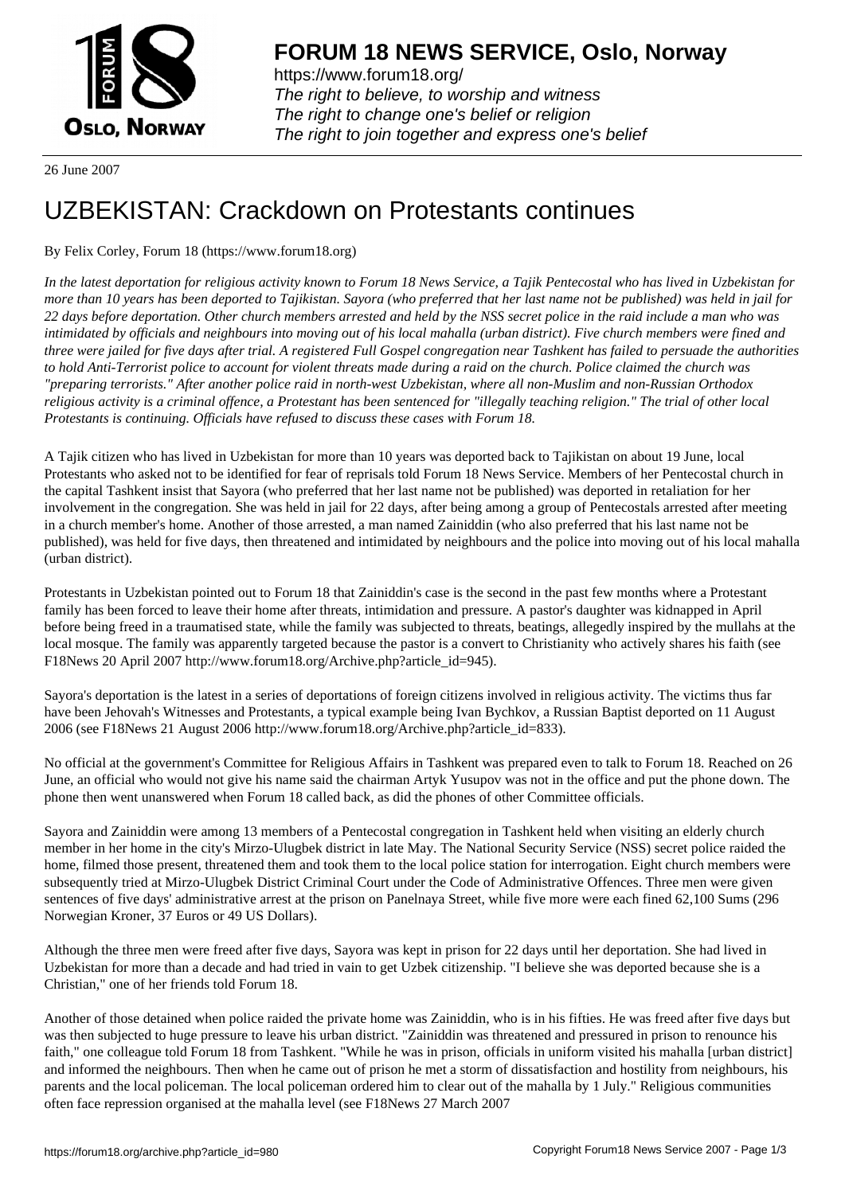**FORUM 18 NEWS SERVICE, Oslo, Norway**

https://www.forum18.org/
*The right to believe, to worship and witness*
*The right to change one's belief or religion*
*The right to join together and express one's belief*

26 June 2007

# UZBEKISTAN: Crackdown on Protestants continues

By Felix Corley, Forum 18 (https://www.forum18.org)

*In the latest deportation for religious activity known to Forum 18 News Service, a Tajik Pentecostal who has lived in Uzbekistan for more than 10 years has been deported to Tajikistan. Sayora (who preferred that her last name not be published) was held in jail for 22 days before deportation. Other church members arrested and held by the NSS secret police in the raid include a man who was intimidated by officials and neighbours into moving out of his local mahalla (urban district). Five church members were fined and three were jailed for five days after trial. A registered Full Gospel congregation near Tashkent has failed to persuade the authorities to hold Anti-Terrorist police to account for violent threats made during a raid on the church. Police claimed the church was "preparing terrorists." After another police raid in north-west Uzbekistan, where all non-Muslim and non-Russian Orthodox religious activity is a criminal offence, a Protestant has been sentenced for "illegally teaching religion." The trial of other local Protestants is continuing. Officials have refused to discuss these cases with Forum 18.*

A Tajik citizen who has lived in Uzbekistan for more than 10 years was deported back to Tajikistan on about 19 June, local Protestants who asked not to be identified for fear of reprisals told Forum 18 News Service. Members of her Pentecostal church in the capital Tashkent insist that Sayora (who preferred that her last name not be published) was deported in retaliation for her involvement in the congregation. She was held in jail for 22 days, after being among a group of Pentecostals arrested after meeting in a church member's home. Another of those arrested, a man named Zainiddin (who also preferred that his last name not be published), was held for five days, then threatened and intimidated by neighbours and the police into moving out of his local mahalla (urban district).

Protestants in Uzbekistan pointed out to Forum 18 that Zainiddin's case is the second in the past few months where a Protestant family has been forced to leave their home after threats, intimidation and pressure. A pastor's daughter was kidnapped in April before being freed in a traumatised state, while the family was subjected to threats, beatings, allegedly inspired by the mullahs at the local mosque. The family was apparently targeted because the pastor is a convert to Christianity who actively shares his faith (see F18News 20 April 2007 http://www.forum18.org/Archive.php?article_id=945).

Sayora's deportation is the latest in a series of deportations of foreign citizens involved in religious activity. The victims thus far have been Jehovah's Witnesses and Protestants, a typical example being Ivan Bychkov, a Russian Baptist deported on 11 August 2006 (see F18News 21 August 2006 http://www.forum18.org/Archive.php?article_id=833).

No official at the government's Committee for Religious Affairs in Tashkent was prepared even to talk to Forum 18. Reached on 26 June, an official who would not give his name said the chairman Artyk Yusupov was not in the office and put the phone down. The phone then went unanswered when Forum 18 called back, as did the phones of other Committee officials.

Sayora and Zainiddin were among 13 members of a Pentecostal congregation in Tashkent held when visiting an elderly church member in her home in the city's Mirzo-Ulugbek district in late May. The National Security Service (NSS) secret police raided the home, filmed those present, threatened them and took them to the local police station for interrogation. Eight church members were subsequently tried at Mirzo-Ulugbek District Criminal Court under the Code of Administrative Offences. Three men were given sentences of five days' administrative arrest at the prison on Panelnaya Street, while five more were each fined 62,100 Sums (296 Norwegian Kroner, 37 Euros or 49 US Dollars).

Although the three men were freed after five days, Sayora was kept in prison for 22 days until her deportation. She had lived in Uzbekistan for more than a decade and had tried in vain to get Uzbek citizenship. "I believe she was deported because she is a Christian," one of her friends told Forum 18.

Another of those detained when police raided the private home was Zainiddin, who is in his fifties. He was freed after five days but was then subjected to huge pressure to leave his urban district. "Zainiddin was threatened and pressured in prison to renounce his faith," one colleague told Forum 18 from Tashkent. "While he was in prison, officials in uniform visited his mahalla [urban district] and informed the neighbours. Then when he came out of prison he met a storm of dissatisfaction and hostility from neighbours, his parents and the local policeman. The local policeman ordered him to clear out of the mahalla by 1 July." Religious communities often face repression organised at the mahalla level (see F18News 27 March 2007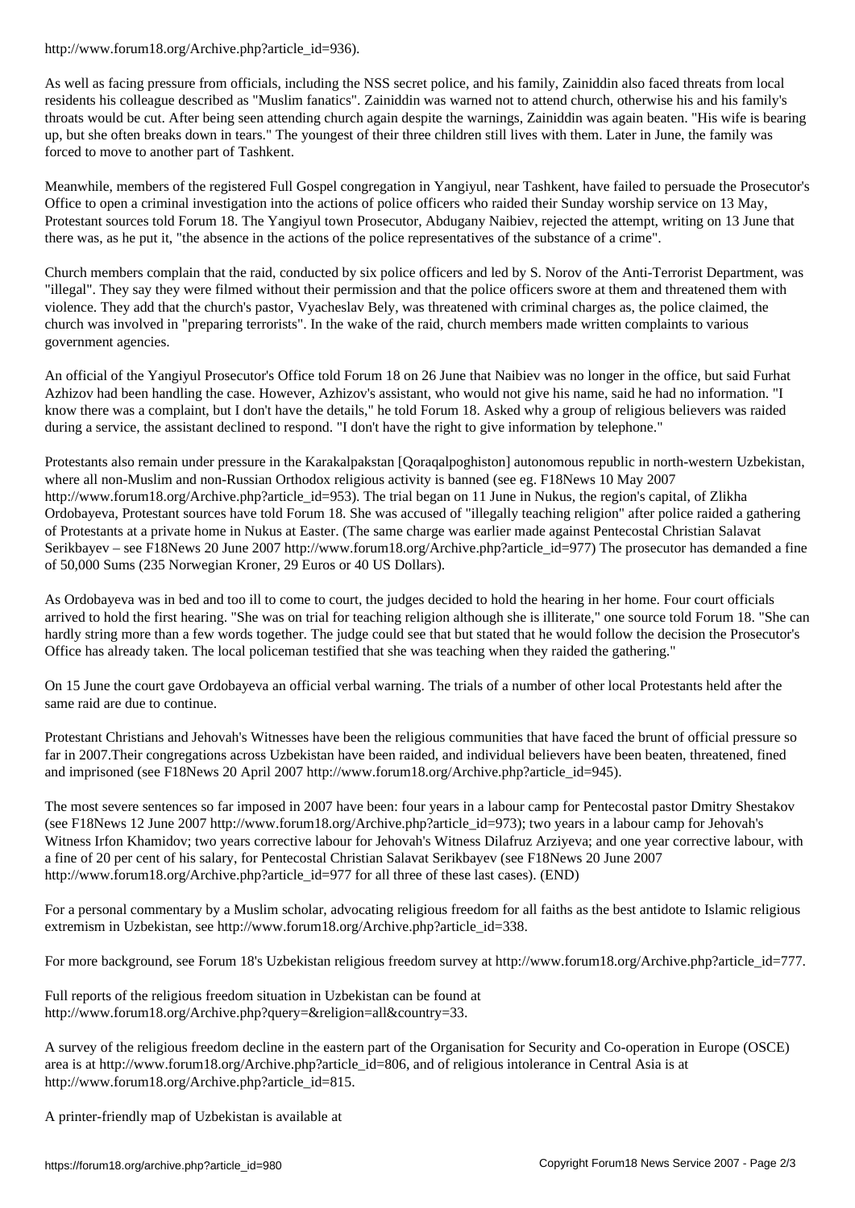http://www.forum18.org/Archive.php?article_id=936).

As well as facing pressure from officials, including the NSS secret police, and his family, Zainiddin also faced threats from local residents his colleague described as "Muslim fanatics". Zainiddin was warned not to attend church, otherwise his and his family's throats would be cut. After being seen attending church again despite the warnings, Zainiddin was again beaten. "His wife is bearing up, but she often breaks down in tears." The youngest of their three children still lives with them. Later in June, the family was forced to move to another part of Tashkent.

Meanwhile, members of the registered Full Gospel congregation in Yangiyul, near Tashkent, have failed to persuade the Prosecutor's Office to open a criminal investigation into the actions of police officers who raided their Sunday worship service on 13 May, Protestant sources told Forum 18. The Yangiyul town Prosecutor, Abdugany Naibiev, rejected the attempt, writing on 13 June that there was, as he put it, "the absence in the actions of the police representatives of the substance of a crime".

Church members complain that the raid, conducted by six police officers and led by S. Norov of the Anti-Terrorist Department, was "illegal". They say they were filmed without their permission and that the police officers swore at them and threatened them with violence. They add that the church's pastor, Vyacheslav Bely, was threatened with criminal charges as, the police claimed, the church was involved in "preparing terrorists". In the wake of the raid, church members made written complaints to various government agencies.

An official of the Yangiyul Prosecutor's Office told Forum 18 on 26 June that Naibiev was no longer in the office, but said Furhat Azhizov had been handling the case. However, Azhizov's assistant, who would not give his name, said he had no information. "I know there was a complaint, but I don't have the details," he told Forum 18. Asked why a group of religious believers was raided during a service, the assistant declined to respond. "I don't have the right to give information by telephone."

Protestants also remain under pressure in the Karakalpakstan [Qoraqalpoghiston] autonomous republic in north-western Uzbekistan, where all non-Muslim and non-Russian Orthodox religious activity is banned (see eg. F18News 10 May 2007 http://www.forum18.org/Archive.php?article_id=953). The trial began on 11 June in Nukus, the region's capital, of Zlikha Ordobayeva, Protestant sources have told Forum 18. She was accused of "illegally teaching religion" after police raided a gathering of Protestants at a private home in Nukus at Easter. (The same charge was earlier made against Pentecostal Christian Salavat Serikbayev – see F18News 20 June 2007 http://www.forum18.org/Archive.php?article_id=977) The prosecutor has demanded a fine of 50,000 Sums (235 Norwegian Kroner, 29 Euros or 40 US Dollars).

As Ordobayeva was in bed and too ill to come to court, the judges decided to hold the hearing in her home. Four court officials arrived to hold the first hearing. "She was on trial for teaching religion although she is illiterate," one source told Forum 18. "She can hardly string more than a few words together. The judge could see that but stated that he would follow the decision the Prosecutor's Office has already taken. The local policeman testified that she was teaching when they raided the gathering."

On 15 June the court gave Ordobayeva an official verbal warning. The trials of a number of other local Protestants held after the same raid are due to continue.

Protestant Christians and Jehovah's Witnesses have been the religious communities that have faced the brunt of official pressure so far in 2007.Their congregations across Uzbekistan have been raided, and individual believers have been beaten, threatened, fined and imprisoned (see F18News 20 April 2007 http://www.forum18.org/Archive.php?article_id=945).

The most severe sentences so far imposed in 2007 have been: four years in a labour camp for Pentecostal pastor Dmitry Shestakov (see F18News 12 June 2007 http://www.forum18.org/Archive.php?article_id=973); two years in a labour camp for Jehovah's Witness Irfon Khamidov; two years corrective labour for Jehovah's Witness Dilafruz Arziyeva; and one year corrective labour, with a fine of 20 per cent of his salary, for Pentecostal Christian Salavat Serikbayev (see F18News 20 June 2007 http://www.forum18.org/Archive.php?article_id=977 for all three of these last cases). (END)

For a personal commentary by a Muslim scholar, advocating religious freedom for all faiths as the best antidote to Islamic religious extremism in Uzbekistan, see http://www.forum18.org/Archive.php?article_id=338.

For more background, see Forum 18's Uzbekistan religious freedom survey at http://www.forum18.org/Archive.php?article_id=777.

Full reports of the religious freedom situation in Uzbekistan can be found at http://www.forum18.org/Archive.php?query=&religion=all&country=33.

A survey of the religious freedom decline in the eastern part of the Organisation for Security and Co-operation in Europe (OSCE) area is at http://www.forum18.org/Archive.php?article_id=806, and of religious intolerance in Central Asia is at http://www.forum18.org/Archive.php?article_id=815.

A printer-friendly map of Uzbekistan is available at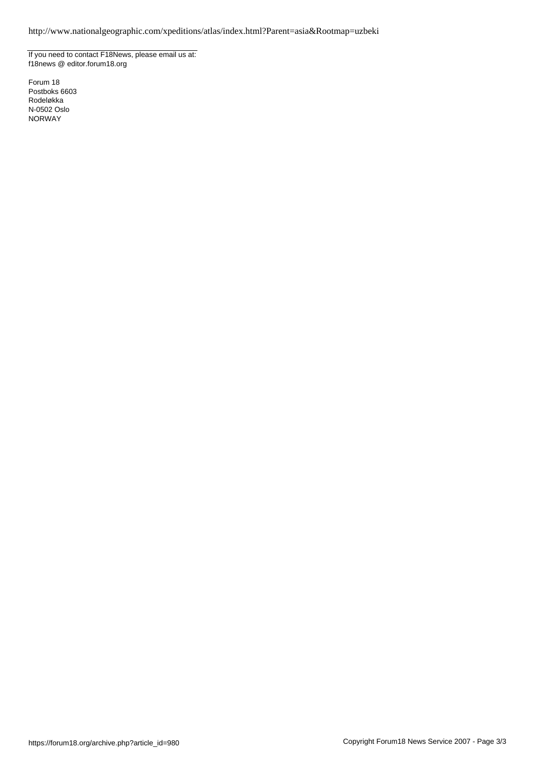http://www.nationalgeographic.com/xpeditions/atlas/index.html?Parent=asia&Rootmap=uzbeki

---

If you need to contact F18News, please email us at:
f18news @ editor.forum18.org

Forum 18
Postboks 6603
Rodeløkka
N-0502 Oslo
NORWAY